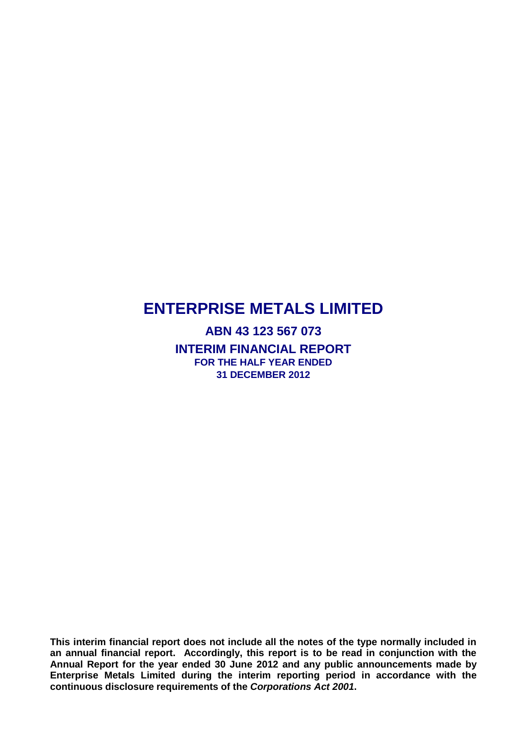# ENTERPRISE METALS LIMITED

## ABN 43 123 567 073

## INTERIM FINANCIAL REPORT

### FOR THE HALF YEAR ENDED
### 31 DECEMBER 2012

**This interim financial report does not include all the notes of the type normally included in an annual financial report. Accordingly, this report is to be read in conjunction with the Annual Report for the year ended 30 June 2012 and any public announcements made by Enterprise Metals Limited during the interim reporting period in accordance with the continuous disclosure requirements of the *Corporations Act 2001*.**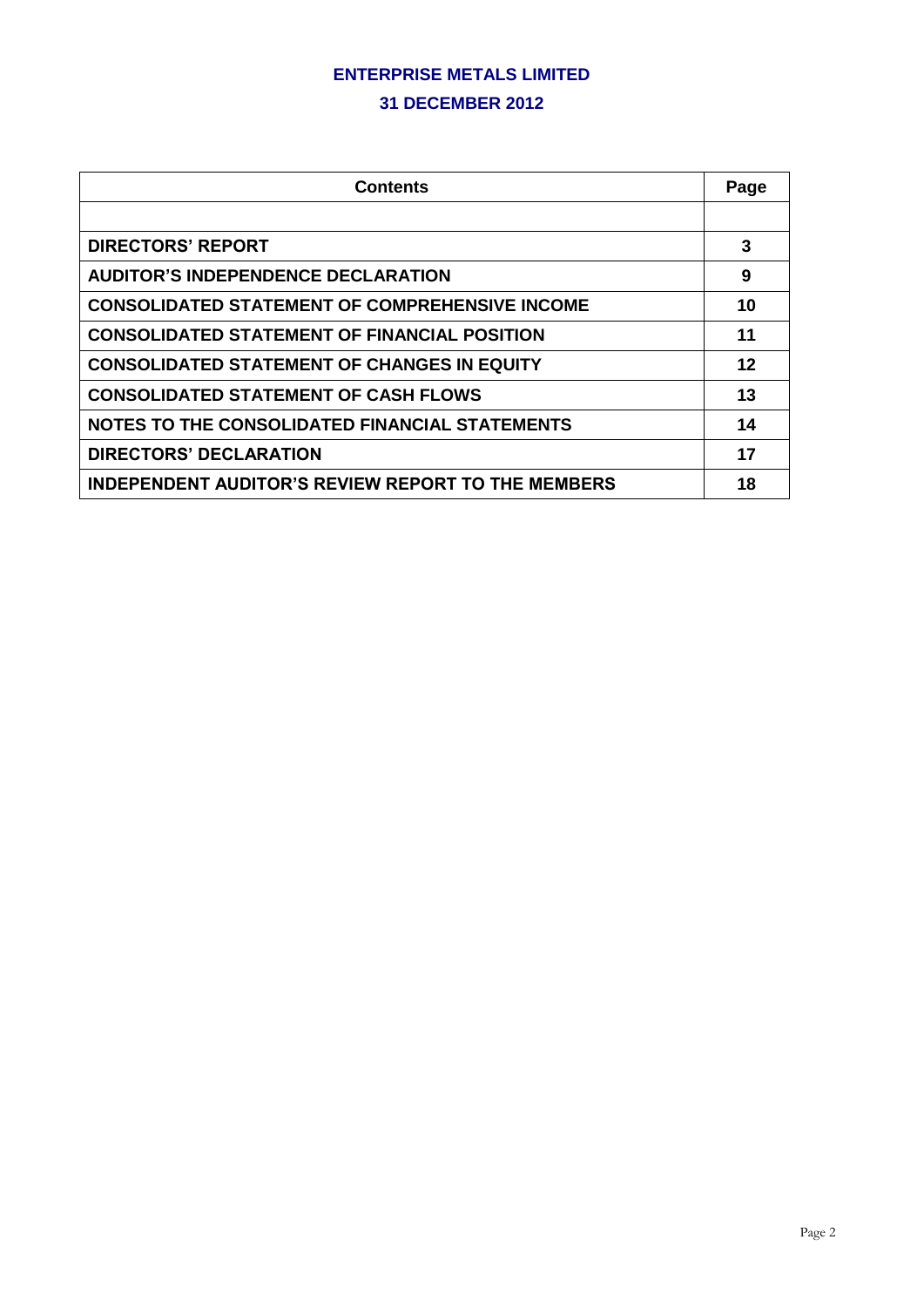# ENTERPRISE METALS LIMITED

## 31 DECEMBER 2012

| Contents | Page |
|---|---|
| | |
| **DIRECTORS' REPORT** | **3** |
| **AUDITOR'S INDEPENDENCE DECLARATION** | **9** |
| **CONSOLIDATED STATEMENT OF COMPREHENSIVE INCOME** | **10** |
| **CONSOLIDATED STATEMENT OF FINANCIAL POSITION** | **11** |
| **CONSOLIDATED STATEMENT OF CHANGES IN EQUITY** | **12** |
| **CONSOLIDATED STATEMENT OF CASH FLOWS** | **13** |
| **NOTES TO THE CONSOLIDATED FINANCIAL STATEMENTS** | **14** |
| **DIRECTORS' DECLARATION** | **17** |
| **INDEPENDENT AUDITOR'S REVIEW REPORT TO THE MEMBERS** | **18** |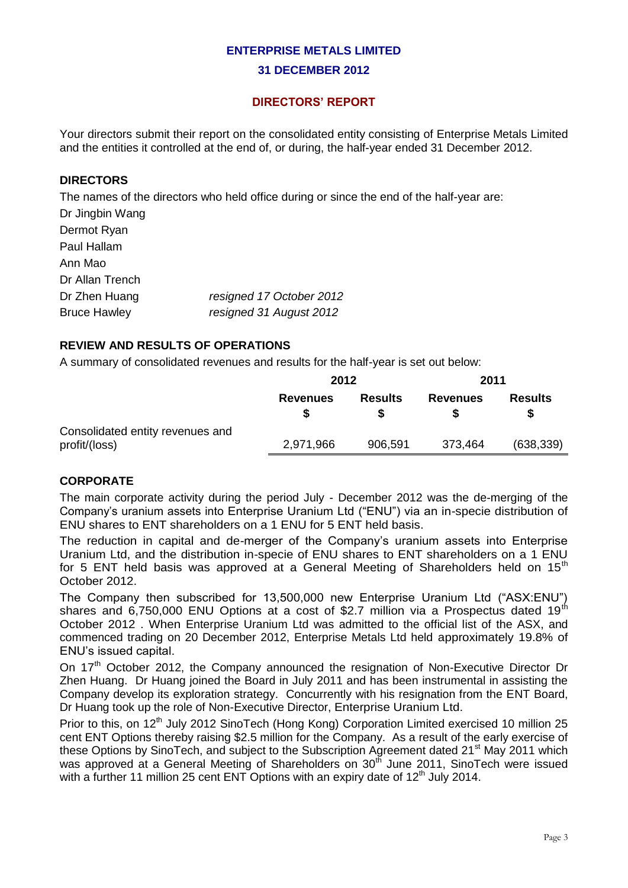# ENTERPRISE METALS LIMITED

## 31 DECEMBER 2012

## DIRECTORS' REPORT

Your directors submit their report on the consolidated entity consisting of Enterprise Metals Limited and the entities it controlled at the end of, or during, the half-year ended 31 December 2012.

### DIRECTORS

The names of the directors who held office during or since the end of the half-year are:

Dr Jingbin Wang
Dermot Ryan
Paul Hallam
Ann Mao
Dr Allan Trench
Dr Zhen Huang *resigned 17 October 2012*
Bruce Hawley *resigned 31 August 2012*

### REVIEW AND RESULTS OF OPERATIONS

A summary of consolidated revenues and results for the half-year is set out below:

| | 2012 | | 2011 | |
|---|---|---|---|---|
| | **Revenues $** | **Results $** | **Revenues $** | **Results $** |
| Consolidated entity revenues and profit/(loss) | 2,971,966 | 906,591 | 373,464 | (638,339) |

### CORPORATE

The main corporate activity during the period July - December 2012 was the de-merging of the Company's uranium assets into Enterprise Uranium Ltd ("ENU") via an in-specie distribution of ENU shares to ENT shareholders on a 1 ENU for 5 ENT held basis.

The reduction in capital and de-merger of the Company's uranium assets into Enterprise Uranium Ltd, and the distribution in-specie of ENU shares to ENT shareholders on a 1 ENU for 5 ENT held basis was approved at a General Meeting of Shareholders held on 15th October 2012.

The Company then subscribed for 13,500,000 new Enterprise Uranium Ltd ("ASX:ENU") shares and 6,750,000 ENU Options at a cost of $2.7 million via a Prospectus dated 19th October 2012 . When Enterprise Uranium Ltd was admitted to the official list of the ASX, and commenced trading on 20 December 2012, Enterprise Metals Ltd held approximately 19.8% of ENU's issued capital.

On 17th October 2012, the Company announced the resignation of Non-Executive Director Dr Zhen Huang. Dr Huang joined the Board in July 2011 and has been instrumental in assisting the Company develop its exploration strategy. Concurrently with his resignation from the ENT Board, Dr Huang took up the role of Non-Executive Director, Enterprise Uranium Ltd.

Prior to this, on 12th July 2012 SinoTech (Hong Kong) Corporation Limited exercised 10 million 25 cent ENT Options thereby raising $2.5 million for the Company. As a result of the early exercise of these Options by SinoTech, and subject to the Subscription Agreement dated 21st May 2011 which was approved at a General Meeting of Shareholders on 30th June 2011, SinoTech were issued with a further 11 million 25 cent ENT Options with an expiry date of 12th July 2014.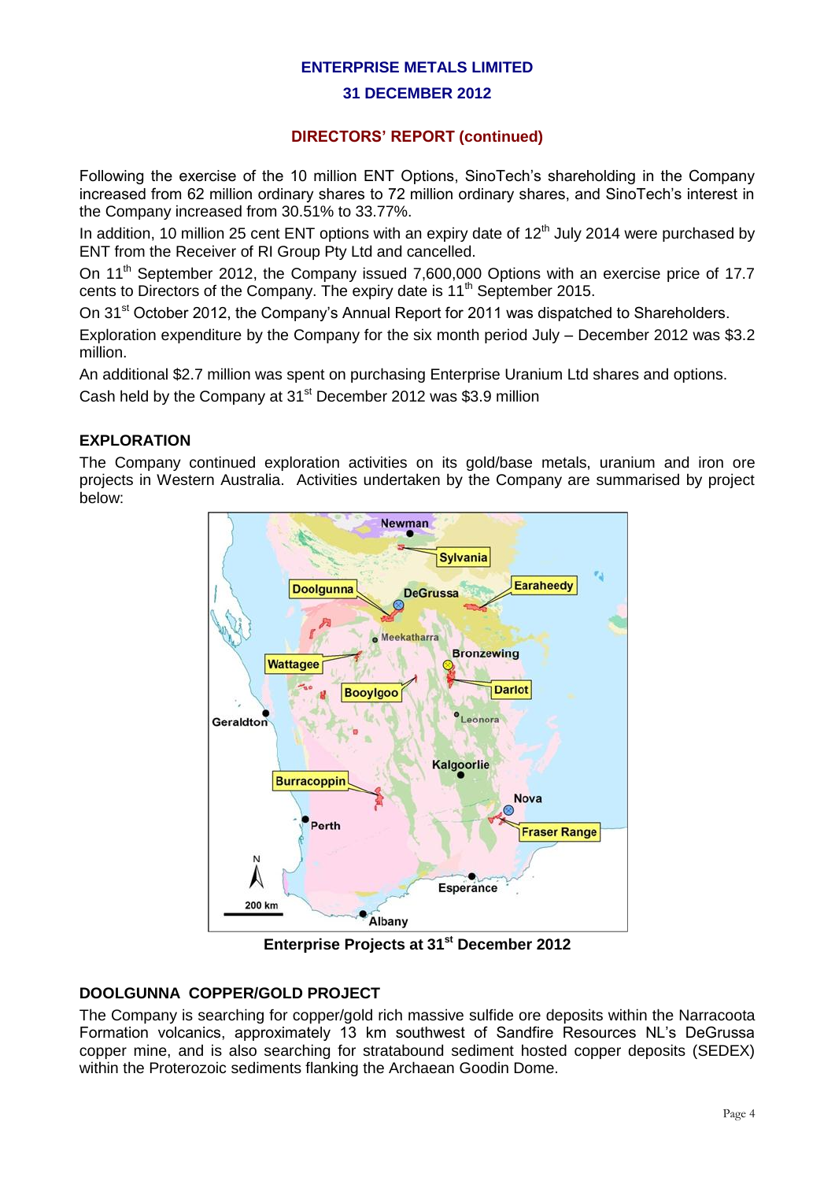**ENTERPRISE METALS LIMITED**

**31 DECEMBER 2012**

**DIRECTORS' REPORT (continued)**

Following the exercise of the 10 million ENT Options, SinoTech's shareholding in the Company increased from 62 million ordinary shares to 72 million ordinary shares, and SinoTech's interest in the Company increased from 30.51% to 33.77%.

In addition, 10 million 25 cent ENT options with an expiry date of 12th July 2014 were purchased by ENT from the Receiver of RI Group Pty Ltd and cancelled.

On 11th September 2012, the Company issued 7,600,000 Options with an exercise price of 17.7 cents to Directors of the Company. The expiry date is 11th September 2015.

On 31st October 2012, the Company's Annual Report for 2011 was dispatched to Shareholders.

Exploration expenditure by the Company for the six month period July – December 2012 was $3.2 million.

An additional $2.7 million was spent on purchasing Enterprise Uranium Ltd shares and options.

Cash held by the Company at 31st December 2012 was $3.9 million

## EXPLORATION

The Company continued exploration activities on its gold/base metals, uranium and iron ore projects in Western Australia. Activities undertaken by the Company are summarised by project below:

**Enterprise Projects at 31st December 2012**

## DOOLGUNNA COPPER/GOLD PROJECT

The Company is searching for copper/gold rich massive sulfide ore deposits within the Narracoota Formation volcanics, approximately 13 km southwest of Sandfire Resources NL's DeGrussa copper mine, and is also searching for stratabound sediment hosted copper deposits (SEDEX) within the Proterozoic sediments flanking the Archaean Goodin Dome.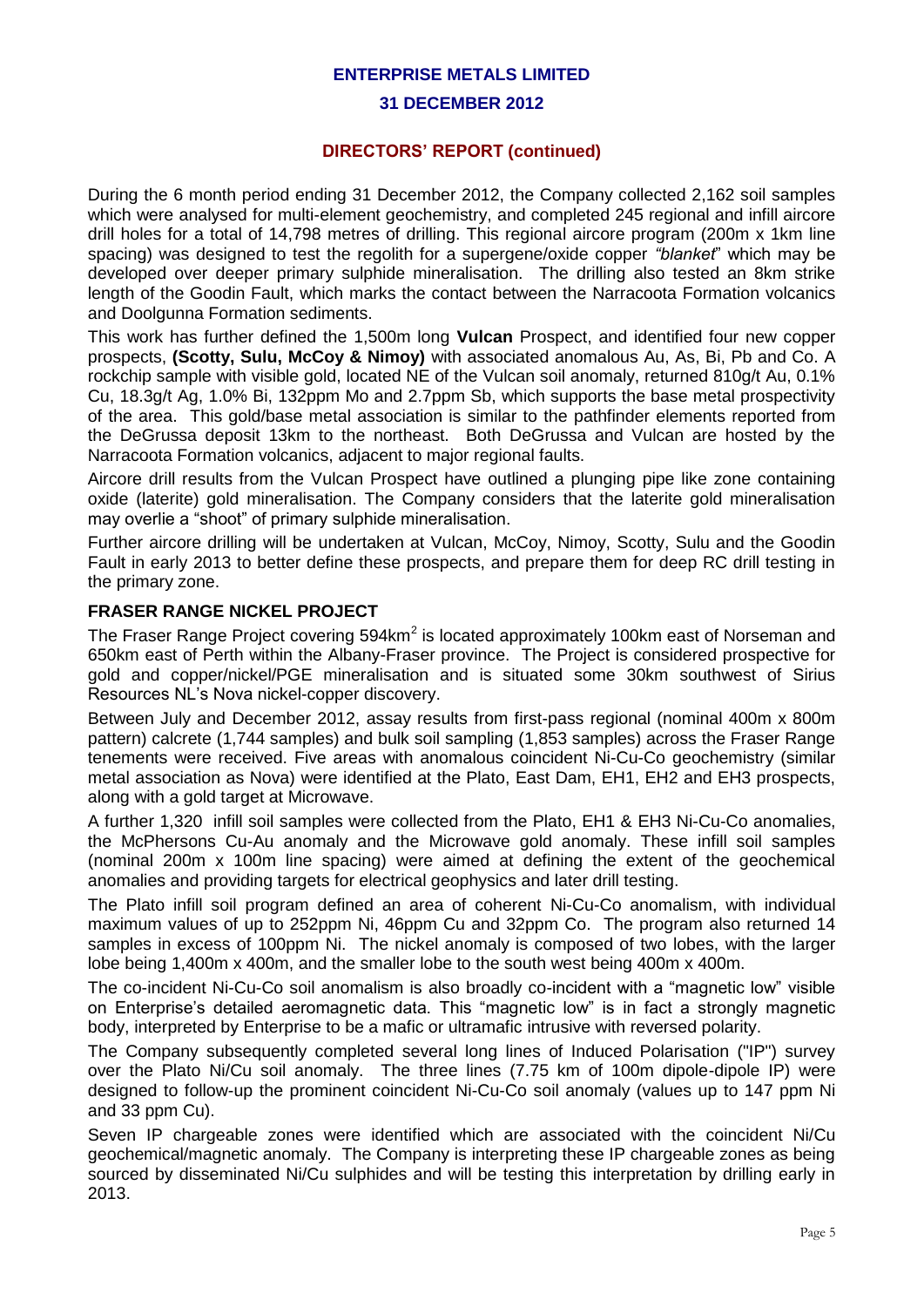## DIRECTORS' REPORT (continued)

During the 6 month period ending 31 December 2012, the Company collected 2,162 soil samples which were analysed for multi-element geochemistry, and completed 245 regional and infill aircore drill holes for a total of 14,798 metres of drilling. This regional aircore program (200m x 1km line spacing) was designed to test the regolith for a supergene/oxide copper *"blanket"* which may be developed over deeper primary sulphide mineralisation. The drilling also tested an 8km strike length of the Goodin Fault, which marks the contact between the Narracoota Formation volcanics and Doolgunna Formation sediments.

This work has further defined the 1,500m long **Vulcan** Prospect, and identified four new copper prospects, **(Scotty, Sulu, McCoy & Nimoy)** with associated anomalous Au, As, Bi, Pb and Co. A rockchip sample with visible gold, located NE of the Vulcan soil anomaly, returned 810g/t Au, 0.1% Cu, 18.3g/t Ag, 1.0% Bi, 132ppm Mo and 2.7ppm Sb, which supports the base metal prospectivity of the area. This gold/base metal association is similar to the pathfinder elements reported from the DeGrussa deposit 13km to the northeast. Both DeGrussa and Vulcan are hosted by the Narracoota Formation volcanics, adjacent to major regional faults.

Aircore drill results from the Vulcan Prospect have outlined a plunging pipe like zone containing oxide (laterite) gold mineralisation. The Company considers that the laterite gold mineralisation may overlie a "shoot" of primary sulphide mineralisation.

Further aircore drilling will be undertaken at Vulcan, McCoy, Nimoy, Scotty, Sulu and the Goodin Fault in early 2013 to better define these prospects, and prepare them for deep RC drill testing in the primary zone.

### FRASER RANGE NICKEL PROJECT

The Fraser Range Project covering 594km$^2$ is located approximately 100km east of Norseman and 650km east of Perth within the Albany-Fraser province. The Project is considered prospective for gold and copper/nickel/PGE mineralisation and is situated some 30km southwest of Sirius Resources NL's Nova nickel-copper discovery.

Between July and December 2012, assay results from first-pass regional (nominal 400m x 800m pattern) calcrete (1,744 samples) and bulk soil sampling (1,853 samples) across the Fraser Range tenements were received. Five areas with anomalous coincident Ni-Cu-Co geochemistry (similar metal association as Nova) were identified at the Plato, East Dam, EH1, EH2 and EH3 prospects, along with a gold target at Microwave.

A further 1,320 infill soil samples were collected from the Plato, EH1 & EH3 Ni-Cu-Co anomalies, the McPhersons Cu-Au anomaly and the Microwave gold anomaly. These infill soil samples (nominal 200m x 100m line spacing) were aimed at defining the extent of the geochemical anomalies and providing targets for electrical geophysics and later drill testing.

The Plato infill soil program defined an area of coherent Ni-Cu-Co anomalism, with individual maximum values of up to 252ppm Ni, 46ppm Cu and 32ppm Co. The program also returned 14 samples in excess of 100ppm Ni. The nickel anomaly is composed of two lobes, with the larger lobe being 1,400m x 400m, and the smaller lobe to the south west being 400m x 400m.

The co-incident Ni-Cu-Co soil anomalism is also broadly co-incident with a "magnetic low" visible on Enterprise's detailed aeromagnetic data. This "magnetic low" is in fact a strongly magnetic body, interpreted by Enterprise to be a mafic or ultramafic intrusive with reversed polarity.

The Company subsequently completed several long lines of Induced Polarisation ("IP") survey over the Plato Ni/Cu soil anomaly. The three lines (7.75 km of 100m dipole-dipole IP) were designed to follow-up the prominent coincident Ni-Cu-Co soil anomaly (values up to 147 ppm Ni and 33 ppm Cu).

Seven IP chargeable zones were identified which are associated with the coincident Ni/Cu geochemical/magnetic anomaly. The Company is interpreting these IP chargeable zones as being sourced by disseminated Ni/Cu sulphides and will be testing this interpretation by drilling early in 2013.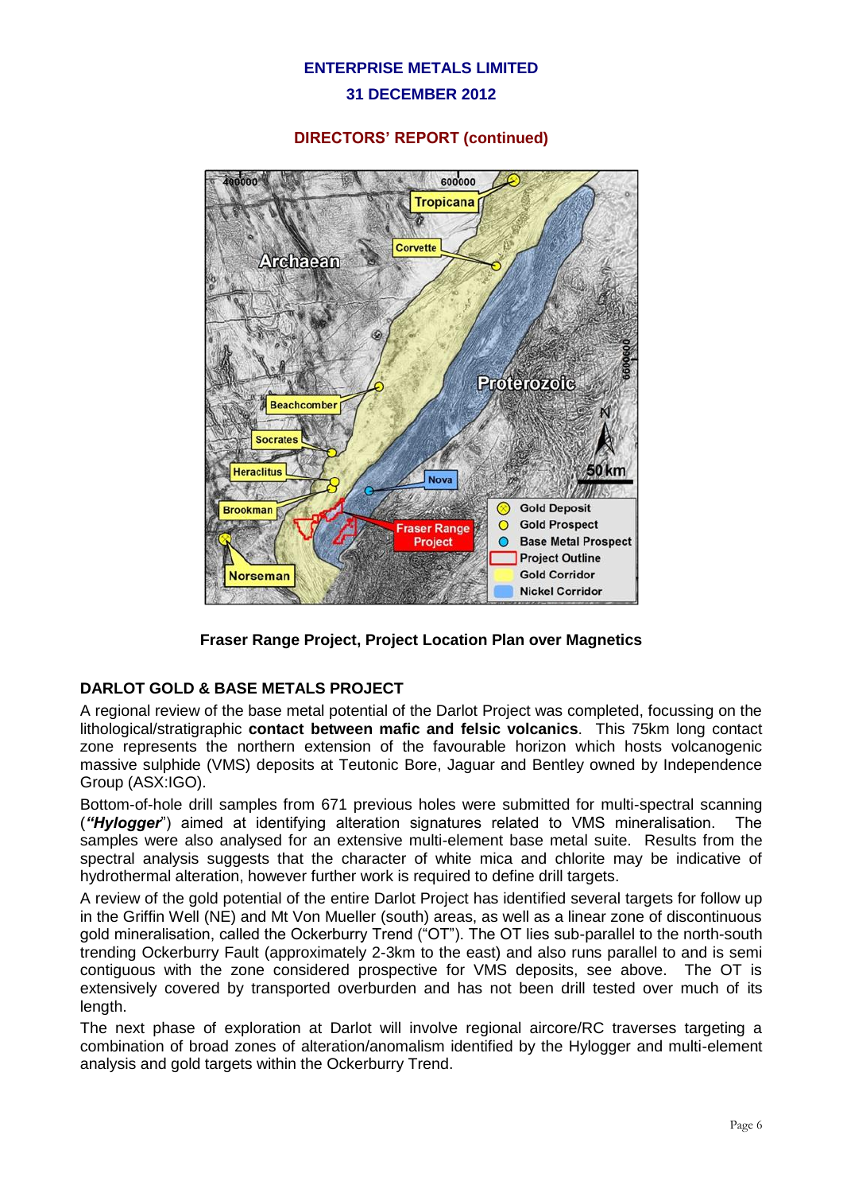**Fraser Range Project, Project Location Plan over Magnetics**

## DARLOT GOLD & BASE METALS PROJECT

A regional review of the base metal potential of the Darlot Project was completed, focussing on the lithological/stratigraphic **contact between mafic and felsic volcanics**. This 75km long contact zone represents the northern extension of the favourable horizon which hosts volcanogenic massive sulphide (VMS) deposits at Teutonic Bore, Jaguar and Bentley owned by Independence Group (ASX:IGO).

Bottom-of-hole drill samples from 671 previous holes were submitted for multi-spectral scanning (***"Hylogger"***) aimed at identifying alteration signatures related to VMS mineralisation. The samples were also analysed for an extensive multi-element base metal suite. Results from the spectral analysis suggests that the character of white mica and chlorite may be indicative of hydrothermal alteration, however further work is required to define drill targets.

A review of the gold potential of the entire Darlot Project has identified several targets for follow up in the Griffin Well (NE) and Mt Von Mueller (south) areas, as well as a linear zone of discontinuous gold mineralisation, called the Ockerburry Trend ("OT"). The OT lies sub-parallel to the north-south trending Ockerburry Fault (approximately 2-3km to the east) and also runs parallel to and is semi contiguous with the zone considered prospective for VMS deposits, see above. The OT is extensively covered by transported overburden and has not been drill tested over much of its length.

The next phase of exploration at Darlot will involve regional aircore/RC traverses targeting a combination of broad zones of alteration/anomalism identified by the Hylogger and multi-element analysis and gold targets within the Ockerburry Trend.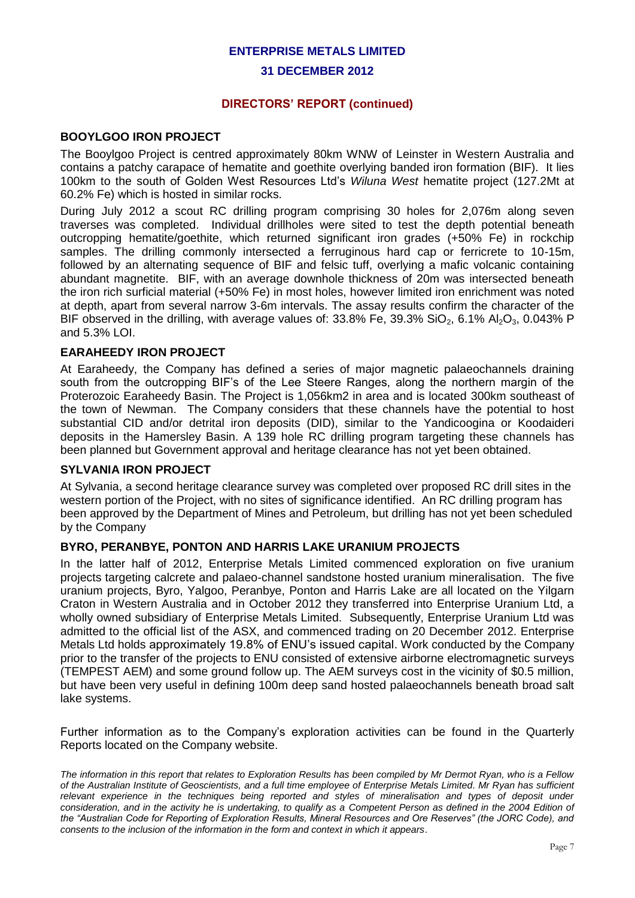## BOOYLGOO IRON PROJECT

The Booylgoo Project is centred approximately 80km WNW of Leinster in Western Australia and contains a patchy carapace of hematite and goethite overlying banded iron formation (BIF). It lies 100km to the south of Golden West Resources Ltd's *Wiluna West* hematite project (127.2Mt at 60.2% Fe) which is hosted in similar rocks.

During July 2012 a scout RC drilling program comprising 30 holes for 2,076m along seven traverses was completed. Individual drillholes were sited to test the depth potential beneath outcropping hematite/goethite, which returned significant iron grades (+50% Fe) in rockchip samples. The drilling commonly intersected a ferruginous hard cap or ferricrete to 10-15m, followed by an alternating sequence of BIF and felsic tuff, overlying a mafic volcanic containing abundant magnetite. BIF, with an average downhole thickness of 20m was intersected beneath the iron rich surficial material (+50% Fe) in most holes, however limited iron enrichment was noted at depth, apart from several narrow 3-6m intervals. The assay results confirm the character of the BIF observed in the drilling, with average values of: 33.8% Fe, 39.3% $SiO_2$, 6.1% $Al_2O_3$, 0.043% P and 5.3% LOI.

## EARAHEEDY IRON PROJECT

At Earaheedy, the Company has defined a series of major magnetic palaeochannels draining south from the outcropping BIF's of the Lee Steere Ranges, along the northern margin of the Proterozoic Earaheedy Basin. The Project is 1,056km2 in area and is located 300km southeast of the town of Newman. The Company considers that these channels have the potential to host substantial CID and/or detrital iron deposits (DID), similar to the Yandicoogina or Koodaideri deposits in the Hamersley Basin. A 139 hole RC drilling program targeting these channels has been planned but Government approval and heritage clearance has not yet been obtained.

## SYLVANIA IRON PROJECT

At Sylvania, a second heritage clearance survey was completed over proposed RC drill sites in the western portion of the Project, with no sites of significance identified. An RC drilling program has been approved by the Department of Mines and Petroleum, but drilling has not yet been scheduled by the Company

## BYRO, PERANBYE, PONTON AND HARRIS LAKE URANIUM PROJECTS

In the latter half of 2012, Enterprise Metals Limited commenced exploration on five uranium projects targeting calcrete and palaeo-channel sandstone hosted uranium mineralisation. The five uranium projects, Byro, Yalgoo, Peranbye, Ponton and Harris Lake are all located on the Yilgarn Craton in Western Australia and in October 2012 they transferred into Enterprise Uranium Ltd, a wholly owned subsidiary of Enterprise Metals Limited. Subsequently, Enterprise Uranium Ltd was admitted to the official list of the ASX, and commenced trading on 20 December 2012. Enterprise Metals Ltd holds approximately 19.8% of ENU's issued capital. Work conducted by the Company prior to the transfer of the projects to ENU consisted of extensive airborne electromagnetic surveys (TEMPEST AEM) and some ground follow up. The AEM surveys cost in the vicinity of $0.5 million, but have been very useful in defining 100m deep sand hosted palaeochannels beneath broad salt lake systems.

Further information as to the Company's exploration activities can be found in the Quarterly Reports located on the Company website.

*The information in this report that relates to Exploration Results has been compiled by Mr Dermot Ryan, who is a Fellow of the Australian Institute of Geoscientists, and a full time employee of Enterprise Metals Limited. Mr Ryan has sufficient relevant experience in the techniques being reported and styles of mineralisation and types of deposit under consideration, and in the activity he is undertaking, to qualify as a Competent Person as defined in the 2004 Edition of the "Australian Code for Reporting of Exploration Results, Mineral Resources and Ore Reserves" (the JORC Code), and consents to the inclusion of the information in the form and context in which it appears.*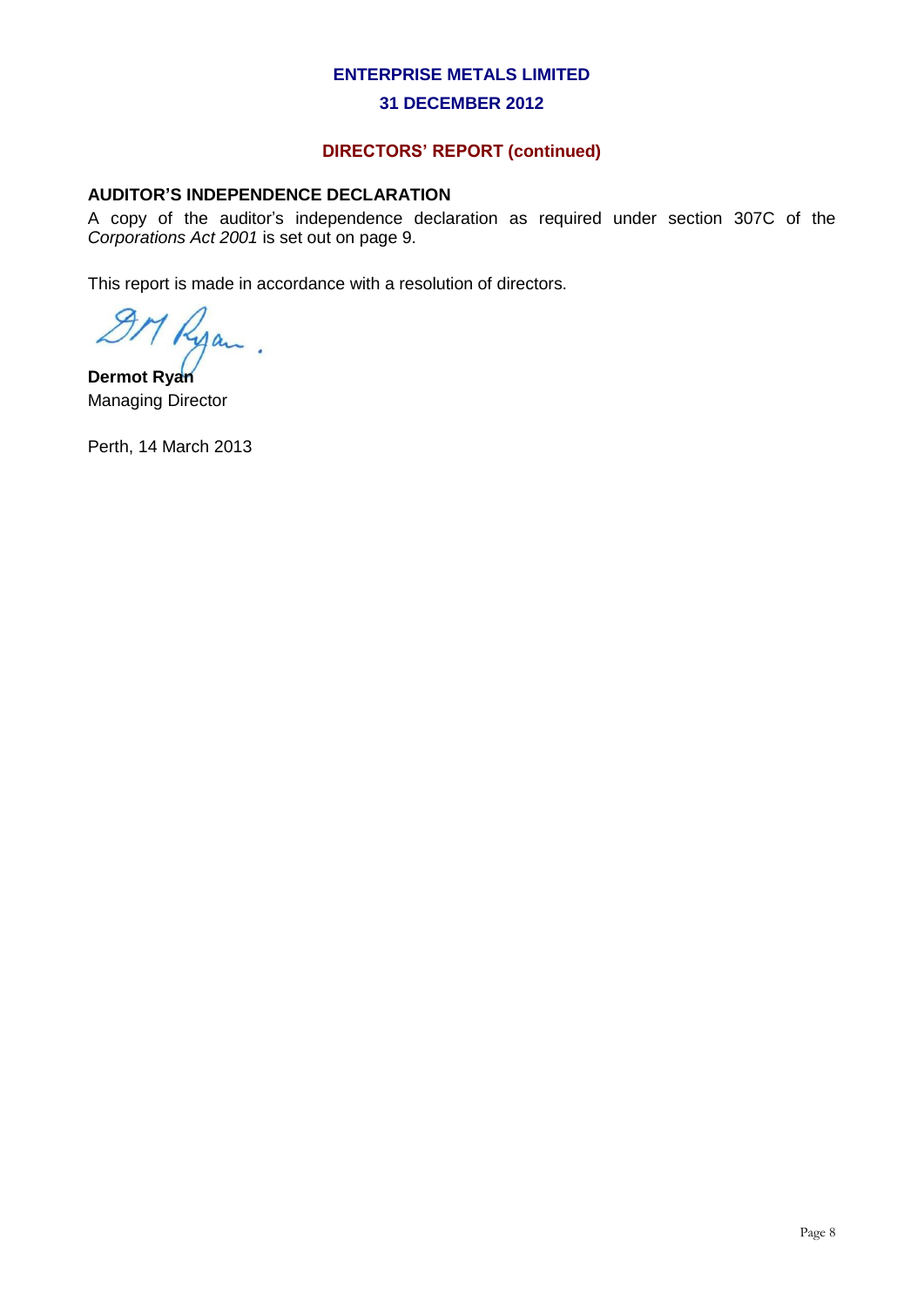## AUDITOR'S INDEPENDENCE DECLARATION

A copy of the auditor's independence declaration as required under section 307C of the *Corporations Act 2001* is set out on page 9.

This report is made in accordance with a resolution of directors.

**Dermot Ryan**
Managing Director

Perth, 14 March 2013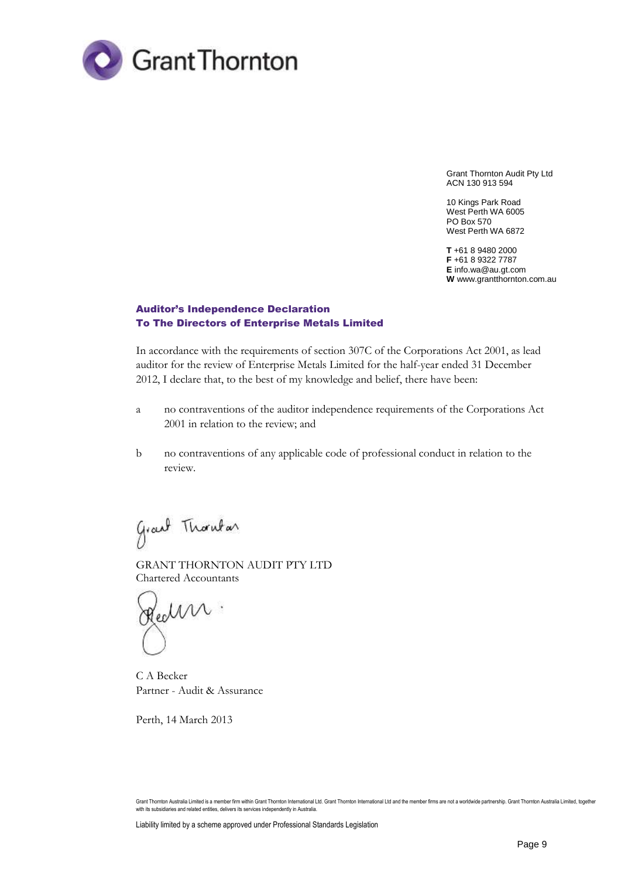Grant Thornton

Grant Thornton Audit Pty Ltd
ACN 130 913 594

10 Kings Park Road
West Perth WA 6005
PO Box 570
West Perth WA 6872

**T** +61 8 9480 2000
**F** +61 8 9322 7787
**E** info.wa@au.gt.com
**W** www.grantthornton.com.au

## Auditor's Independence Declaration
## To The Directors of Enterprise Metals Limited

In accordance with the requirements of section 307C of the Corporations Act 2001, as lead auditor for the review of Enterprise Metals Limited for the half-year ended 31 December 2012, I declare that, to the best of my knowledge and belief, there have been:

a no contraventions of the auditor independence requirements of the Corporations Act 2001 in relation to the review; and

b no contraventions of any applicable code of professional conduct in relation to the review.

GRANT THORNTON AUDIT PTY LTD
Chartered Accountants

C A Becker
Partner - Audit & Assurance

Perth, 14 March 2013

Grant Thornton Australia Limited is a member firm within Grant Thornton International Ltd. Grant Thornton International Ltd and the member firms are not a worldwide partnership. Grant Thornton Australia Limited, together with its subsidiaries and related entities, delivers its services independently in Australia.

Liability limited by a scheme approved under Professional Standards Legislation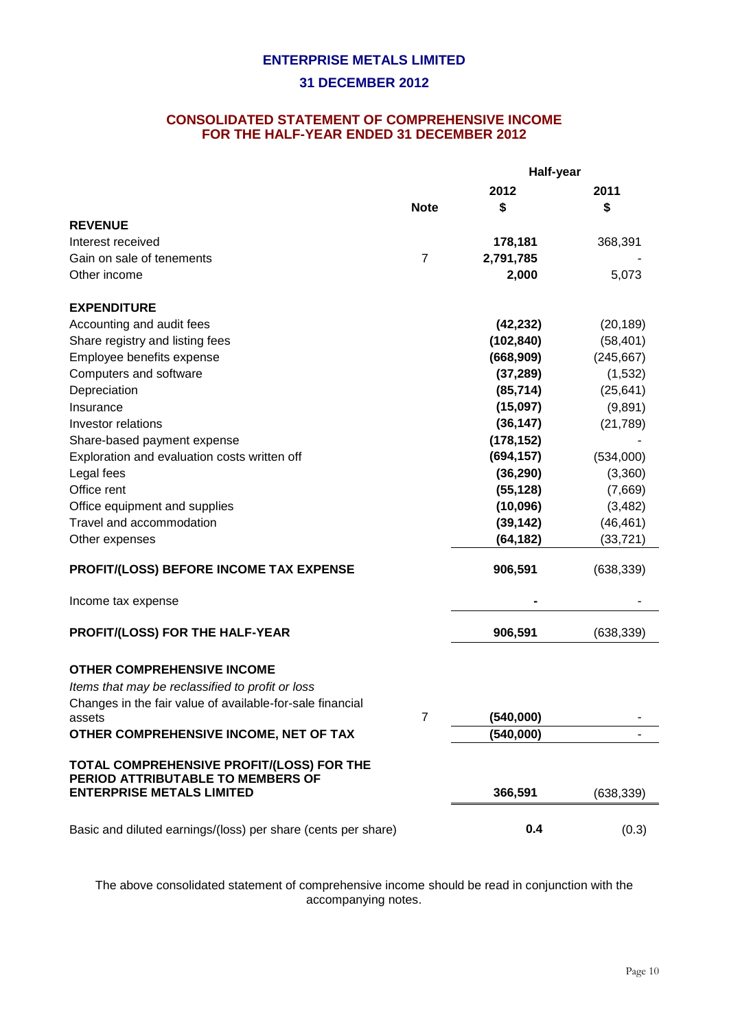# ENTERPRISE METALS LIMITED

## 31 DECEMBER 2012

## CONSOLIDATED STATEMENT OF COMPREHENSIVE INCOME FOR THE HALF-YEAR ENDED 31 DECEMBER 2012

| | Note | Half-year 2012 $ | Half-year 2011 $ |
|---|---|---|---|
| **REVENUE** | | | |
| Interest received | | **178,181** | 368,391 |
| Gain on sale of tenements | 7 | **2,791,785** | - |
| Other income | | **2,000** | 5,073 |
| | | | |
| **EXPENDITURE** | | | |
| Accounting and audit fees | | **(42,232)** | (20,189) |
| Share registry and listing fees | | **(102,840)** | (58,401) |
| Employee benefits expense | | **(668,909)** | (245,667) |
| Computers and software | | **(37,289)** | (1,532) |
| Depreciation | | **(85,714)** | (25,641) |
| Insurance | | **(15,097)** | (9,891) |
| Investor relations | | **(36,147)** | (21,789) |
| Share-based payment expense | | **(178,152)** | - |
| Exploration and evaluation costs written off | | **(694,157)** | (534,000) |
| Legal fees | | **(36,290)** | (3,360) |
| Office rent | | **(55,128)** | (7,669) |
| Office equipment and supplies | | **(10,096)** | (3,482) |
| Travel and accommodation | | **(39,142)** | (46,461) |
| Other expenses | | **(64,182)** | (33,721) |
| | | | |
| **PROFIT/(LOSS) BEFORE INCOME TAX EXPENSE** | | **906,591** | (638,339) |
| | | | |
| Income tax expense | | **-** | - |
| | | | |
| **PROFIT/(LOSS) FOR THE HALF-YEAR** | | **906,591** | (638,339) |
| | | | |
| **OTHER COMPREHENSIVE INCOME** | | | |
| *Items that may be reclassified to profit or loss* | | | |
| Changes in the fair value of available-for-sale financial assets | 7 | **(540,000)** | - |
| **OTHER COMPREHENSIVE INCOME, NET OF TAX** | | **(540,000)** | - |
| | | | |
| **TOTAL COMPREHENSIVE PROFIT/(LOSS) FOR THE PERIOD ATTRIBUTABLE TO MEMBERS OF ENTERPRISE METALS LIMITED** | | **366,591** | (638,339) |
| | | | |
| Basic and diluted earnings/(loss) per share (cents per share) | | **0.4** | (0.3) |

The above consolidated statement of comprehensive income should be read in conjunction with the accompanying notes.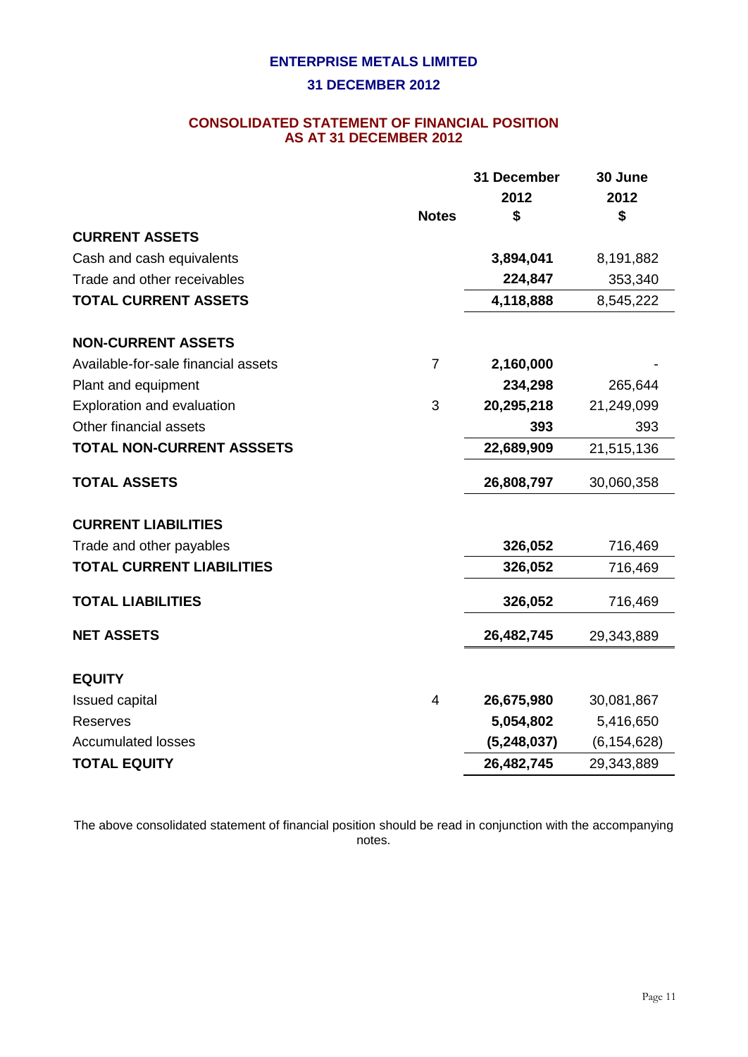# ENTERPRISE METALS LIMITED

## 31 DECEMBER 2012

### CONSOLIDATED STATEMENT OF FINANCIAL POSITION AS AT 31 DECEMBER 2012

| | Notes | 31 December 2012 $ | 30 June 2012 $ |
|---|---|---|---|
| **CURRENT ASSETS** | | | |
| Cash and cash equivalents | | **3,894,041** | 8,191,882 |
| Trade and other receivables | | **224,847** | 353,340 |
| **TOTAL CURRENT ASSETS** | | **4,118,888** | 8,545,222 |
| | | | |
| **NON-CURRENT ASSETS** | | | |
| Available-for-sale financial assets | 7 | **2,160,000** | - |
| Plant and equipment | | **234,298** | 265,644 |
| Exploration and evaluation | 3 | **20,295,218** | 21,249,099 |
| Other financial assets | | **393** | 393 |
| **TOTAL NON-CURRENT ASSSETS** | | **22,689,909** | 21,515,136 |
| | | | |
| **TOTAL ASSETS** | | **26,808,797** | 30,060,358 |
| | | | |
| **CURRENT LIABILITIES** | | | |
| Trade and other payables | | **326,052** | 716,469 |
| **TOTAL CURRENT LIABILITIES** | | **326,052** | 716,469 |
| | | | |
| **TOTAL LIABILITIES** | | **326,052** | 716,469 |
| | | | |
| **NET ASSETS** | | **26,482,745** | 29,343,889 |
| | | | |
| **EQUITY** | | | |
| Issued capital | 4 | **26,675,980** | 30,081,867 |
| Reserves | | **5,054,802** | 5,416,650 |
| Accumulated losses | | **(5,248,037)** | (6,154,628) |
| **TOTAL EQUITY** | | **26,482,745** | 29,343,889 |

The above consolidated statement of financial position should be read in conjunction with the accompanying notes.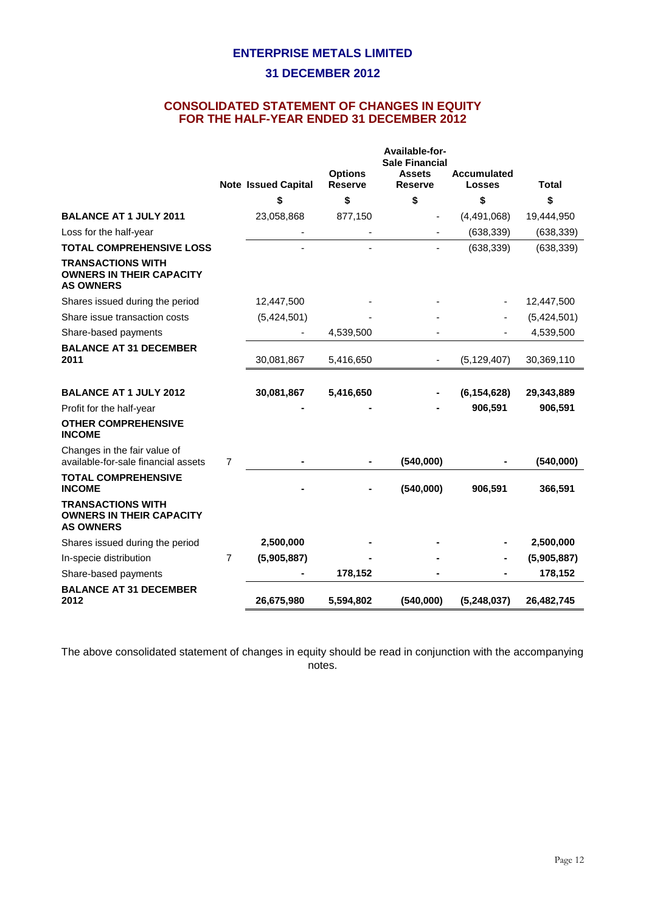## ENTERPRISE METALS LIMITED

## 31 DECEMBER 2012

## CONSOLIDATED STATEMENT OF CHANGES IN EQUITY FOR THE HALF-YEAR ENDED 31 DECEMBER 2012

| | Note | Issued Capital | Options Reserve | Available-for-Sale Financial Assets Reserve | Accumulated Losses | Total |
|---|---|---|---|---|---|---|
| | | $ | $ | $ | $ | $ |
| **BALANCE AT 1 JULY 2011** | | 23,058,868 | 877,150 | - | (4,491,068) | 19,444,950 |
| Loss for the half-year | | - | - | - | (638,339) | (638,339) |
| **TOTAL COMPREHENSIVE LOSS** | | - | - | - | (638,339) | (638,339) |
| **TRANSACTIONS WITH OWNERS IN THEIR CAPACITY AS OWNERS** | | | | | | |
| Shares issued during the period | | 12,447,500 | - | - | - | 12,447,500 |
| Share issue transaction costs | | (5,424,501) | - | - | - | (5,424,501) |
| Share-based payments | | - | 4,539,500 | - | - | 4,539,500 |
| **BALANCE AT 31 DECEMBER 2011** | | 30,081,867 | 5,416,650 | - | (5,129,407) | 30,369,110 |
| | | | | | | |
| **BALANCE AT 1 JULY 2012** | | **30,081,867** | **5,416,650** | **-** | **(6,154,628)** | **29,343,889** |
| Profit for the half-year | | **-** | **-** | **-** | **906,591** | **906,591** |
| **OTHER COMPREHENSIVE INCOME** | | | | | | |
| Changes in the fair value of available-for-sale financial assets | 7 | **-** | **-** | **(540,000)** | **-** | **(540,000)** |
| **TOTAL COMPREHENSIVE INCOME** | | **-** | **-** | **(540,000)** | **906,591** | **366,591** |
| **TRANSACTIONS WITH OWNERS IN THEIR CAPACITY AS OWNERS** | | | | | | |
| Shares issued during the period | | **2,500,000** | **-** | **-** | **-** | **2,500,000** |
| In-specie distribution | 7 | **(5,905,887)** | **-** | **-** | **-** | **(5,905,887)** |
| Share-based payments | | **-** | **178,152** | **-** | **-** | **178,152** |
| **BALANCE AT 31 DECEMBER 2012** | | **26,675,980** | **5,594,802** | **(540,000)** | **(5,248,037)** | **26,482,745** |

The above consolidated statement of changes in equity should be read in conjunction with the accompanying notes.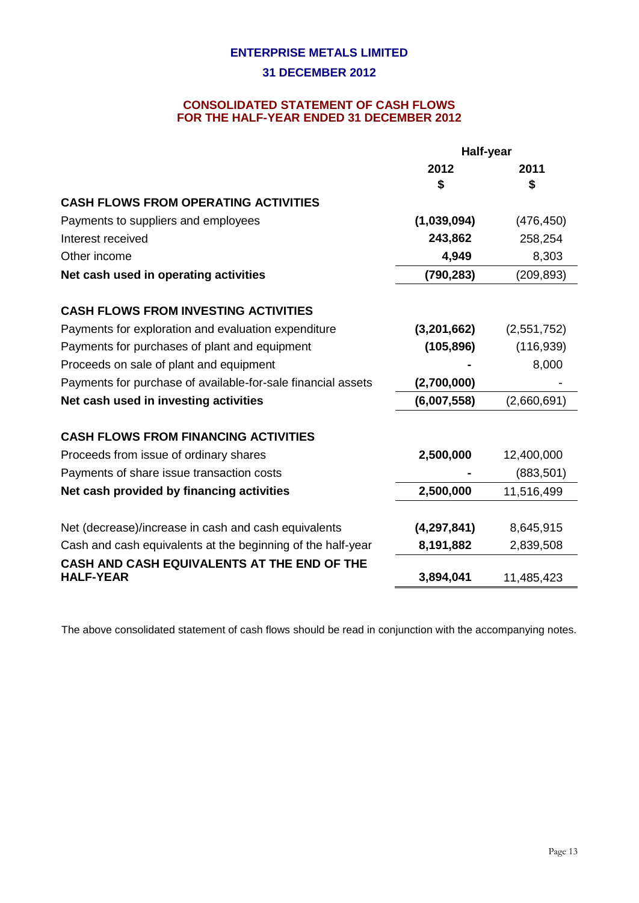# ENTERPRISE METALS LIMITED

## 31 DECEMBER 2012

### CONSOLIDATED STATEMENT OF CASH FLOWS FOR THE HALF-YEAR ENDED 31 DECEMBER 2012

| | Half-year | |
|---|---|---|
| | **2012** | **2011** |
| | **$** | **$** |
| **CASH FLOWS FROM OPERATING ACTIVITIES** | | |
| Payments to suppliers and employees | **(1,039,094)** | (476,450) |
| Interest received | **243,862** | 258,254 |
| Other income | **4,949** | 8,303 |
| **Net cash used in operating activities** | **(790,283)** | (209,893) |
| | | |
| **CASH FLOWS FROM INVESTING ACTIVITIES** | | |
| Payments for exploration and evaluation expenditure | **(3,201,662)** | (2,551,752) |
| Payments for purchases of plant and equipment | **(105,896)** | (116,939) |
| Proceeds on sale of plant and equipment | **-** | 8,000 |
| Payments for purchase of available-for-sale financial assets | **(2,700,000)** | - |
| **Net cash used in investing activities** | **(6,007,558)** | (2,660,691) |
| | | |
| **CASH FLOWS FROM FINANCING ACTIVITIES** | | |
| Proceeds from issue of ordinary shares | **2,500,000** | 12,400,000 |
| Payments of share issue transaction costs | **-** | (883,501) |
| **Net cash provided by financing activities** | **2,500,000** | 11,516,499 |
| | | |
| Net (decrease)/increase in cash and cash equivalents | **(4,297,841)** | 8,645,915 |
| Cash and cash equivalents at the beginning of the half-year | **8,191,882** | 2,839,508 |
| **CASH AND CASH EQUIVALENTS AT THE END OF THE HALF-YEAR** | **3,894,041** | 11,485,423 |

The above consolidated statement of cash flows should be read in conjunction with the accompanying notes.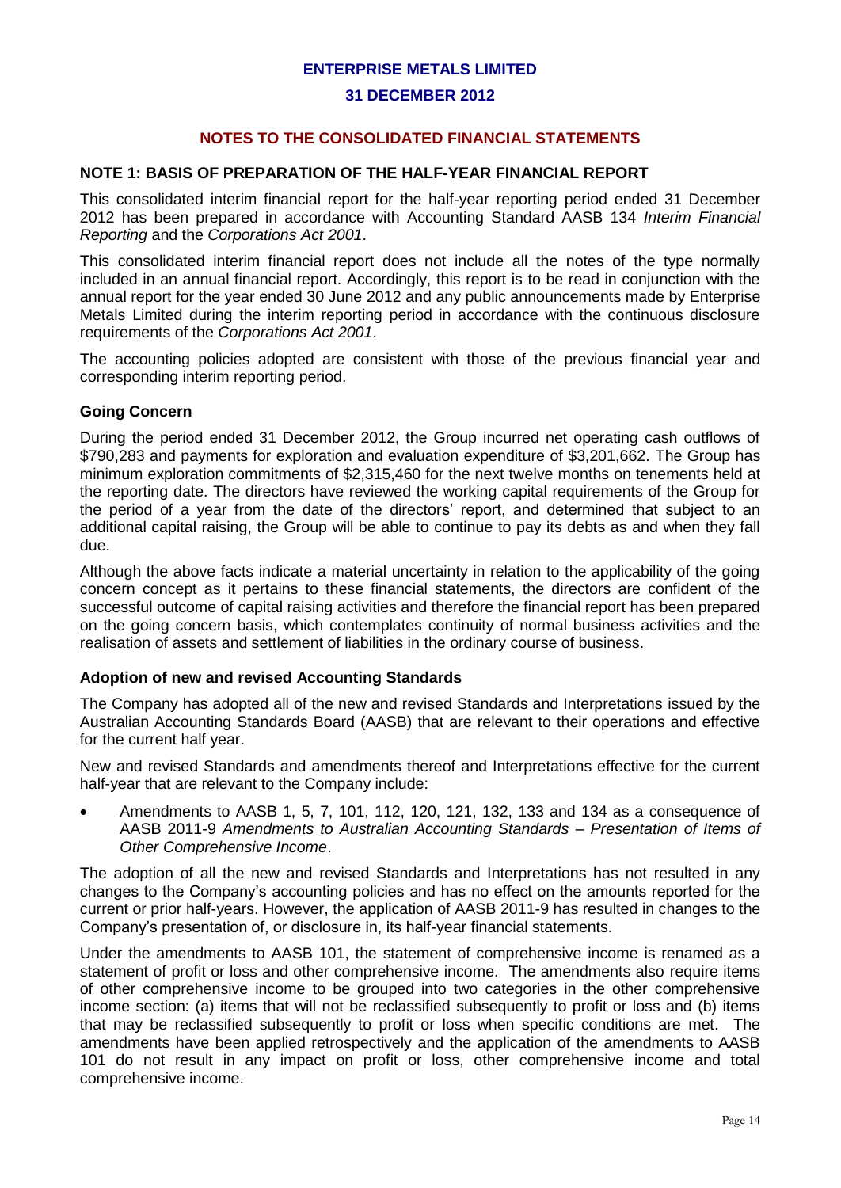# ENTERPRISE METALS LIMITED

## 31 DECEMBER 2012

## NOTES TO THE CONSOLIDATED FINANCIAL STATEMENTS

### NOTE 1: BASIS OF PREPARATION OF THE HALF-YEAR FINANCIAL REPORT

This consolidated interim financial report for the half-year reporting period ended 31 December 2012 has been prepared in accordance with Accounting Standard AASB 134 *Interim Financial Reporting* and the *Corporations Act 2001*.

This consolidated interim financial report does not include all the notes of the type normally included in an annual financial report. Accordingly, this report is to be read in conjunction with the annual report for the year ended 30 June 2012 and any public announcements made by Enterprise Metals Limited during the interim reporting period in accordance with the continuous disclosure requirements of the *Corporations Act 2001*.

The accounting policies adopted are consistent with those of the previous financial year and corresponding interim reporting period.

#### Going Concern

During the period ended 31 December 2012, the Group incurred net operating cash outflows of \$790,283 and payments for exploration and evaluation expenditure of \$3,201,662. The Group has minimum exploration commitments of \$2,315,460 for the next twelve months on tenements held at the reporting date. The directors have reviewed the working capital requirements of the Group for the period of a year from the date of the directors' report, and determined that subject to an additional capital raising, the Group will be able to continue to pay its debts as and when they fall due.

Although the above facts indicate a material uncertainty in relation to the applicability of the going concern concept as it pertains to these financial statements, the directors are confident of the successful outcome of capital raising activities and therefore the financial report has been prepared on the going concern basis, which contemplates continuity of normal business activities and the realisation of assets and settlement of liabilities in the ordinary course of business.

#### Adoption of new and revised Accounting Standards

The Company has adopted all of the new and revised Standards and Interpretations issued by the Australian Accounting Standards Board (AASB) that are relevant to their operations and effective for the current half year.

New and revised Standards and amendments thereof and Interpretations effective for the current half-year that are relevant to the Company include:

- Amendments to AASB 1, 5, 7, 101, 112, 120, 121, 132, 133 and 134 as a consequence of AASB 2011-9 *Amendments to Australian Accounting Standards – Presentation of Items of Other Comprehensive Income*.

The adoption of all the new and revised Standards and Interpretations has not resulted in any changes to the Company's accounting policies and has no effect on the amounts reported for the current or prior half-years. However, the application of AASB 2011-9 has resulted in changes to the Company's presentation of, or disclosure in, its half-year financial statements.

Under the amendments to AASB 101, the statement of comprehensive income is renamed as a statement of profit or loss and other comprehensive income. The amendments also require items of other comprehensive income to be grouped into two categories in the other comprehensive income section: (a) items that will not be reclassified subsequently to profit or loss and (b) items that may be reclassified subsequently to profit or loss when specific conditions are met. The amendments have been applied retrospectively and the application of the amendments to AASB 101 do not result in any impact on profit or loss, other comprehensive income and total comprehensive income.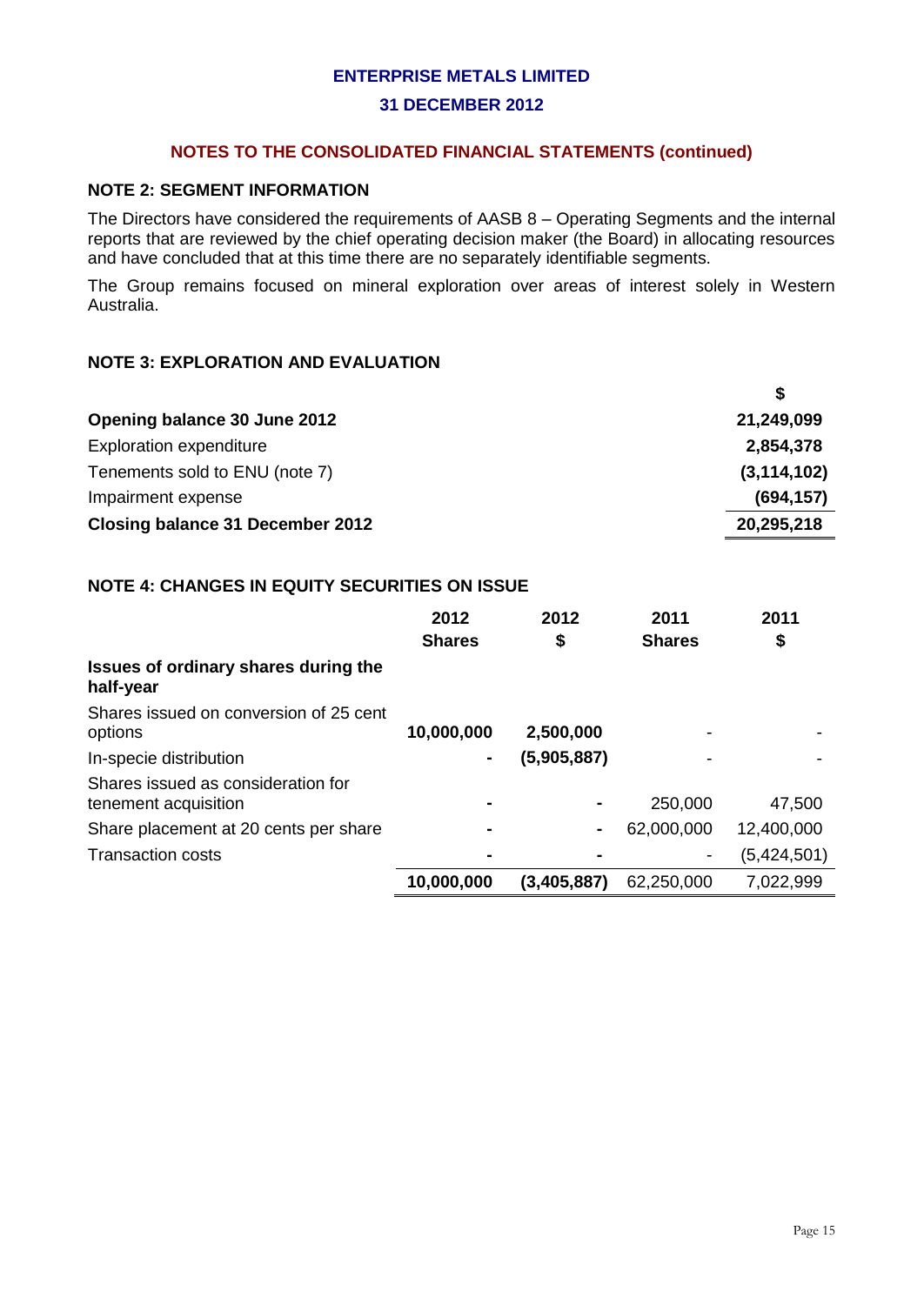**ENTERPRISE METALS LIMITED**

**31 DECEMBER 2012**

**NOTES TO THE CONSOLIDATED FINANCIAL STATEMENTS (continued)**

## NOTE 2: SEGMENT INFORMATION

The Directors have considered the requirements of AASB 8 – Operating Segments and the internal reports that are reviewed by the chief operating decision maker (the Board) in allocating resources and have concluded that at this time there are no separately identifiable segments.

The Group remains focused on mineral exploration over areas of interest solely in Western Australia.

## NOTE 3: EXPLORATION AND EVALUATION

| | $ |
|---|---|
| **Opening balance 30 June 2012** | **21,249,099** |
| Exploration expenditure | **2,854,378** |
| Tenements sold to ENU (note 7) | **(3,114,102)** |
| Impairment expense | **(694,157)** |
| **Closing balance 31 December 2012** | **20,295,218** |

## NOTE 4: CHANGES IN EQUITY SECURITIES ON ISSUE

| | 2012 Shares | 2012 $ | 2011 Shares | 2011 $ |
|---|---|---|---|---|
| **Issues of ordinary shares during the half-year** | | | | |
| Shares issued on conversion of 25 cent options | **10,000,000** | **2,500,000** | - | - |
| In-specie distribution | **-** | **(5,905,887)** | - | - |
| Shares issued as consideration for tenement acquisition | **-** | **-** | 250,000 | 47,500 |
| Share placement at 20 cents per share | **-** | **-** | 62,000,000 | 12,400,000 |
| Transaction costs | **-** | **-** | - | (5,424,501) |
| | **10,000,000** | **(3,405,887)** | 62,250,000 | 7,022,999 |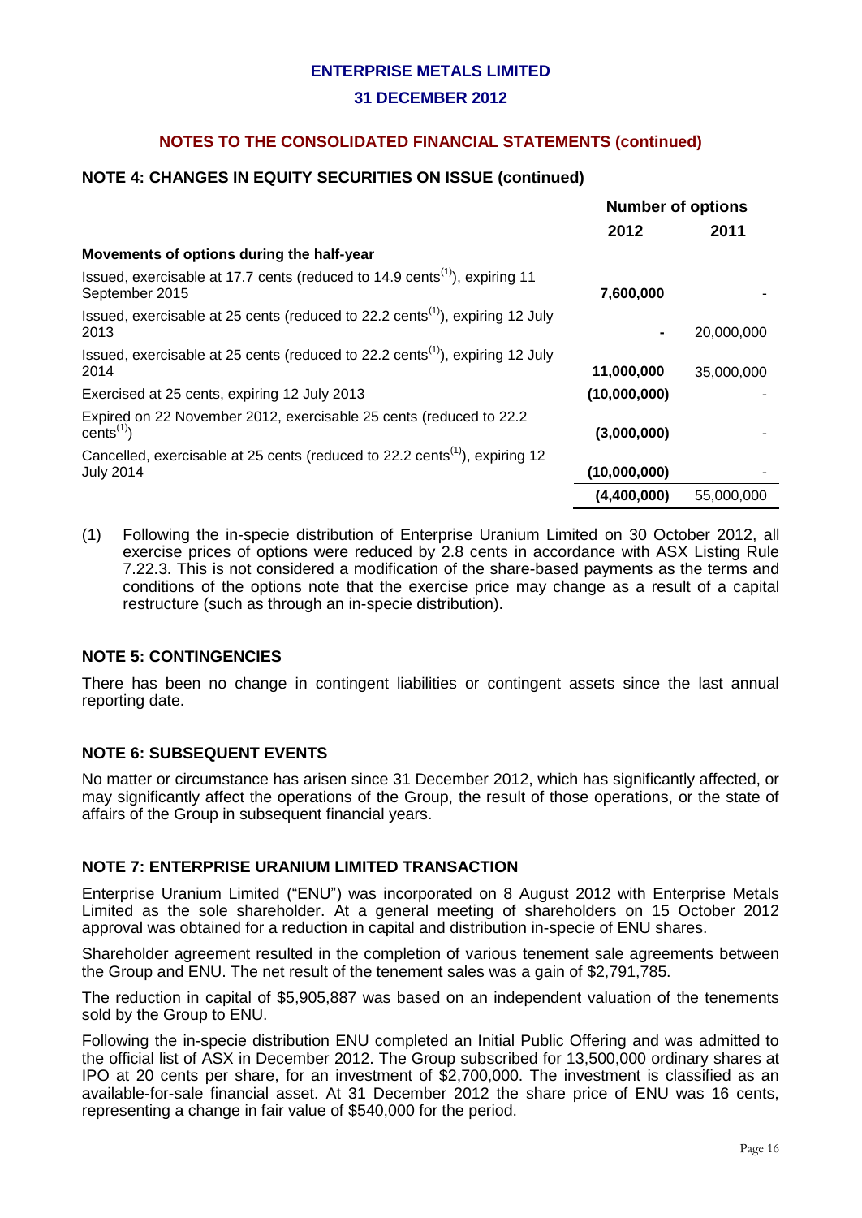## NOTES TO THE CONSOLIDATED FINANCIAL STATEMENTS (continued)

### NOTE 4: CHANGES IN EQUITY SECURITIES ON ISSUE (continued)

| | Number of options | |
|---|---|---|
| | **2012** | **2011** |
| **Movements of options during the half-year** | | |
| Issued, exercisable at 17.7 cents (reduced to 14.9 cents[1]), expiring 11 September 2015 | **7,600,000** | - |
| Issued, exercisable at 25 cents (reduced to 22.2 cents[1]), expiring 12 July 2013 | **-** | 20,000,000 |
| Issued, exercisable at 25 cents (reduced to 22.2 cents[1]), expiring 12 July 2014 | **11,000,000** | 35,000,000 |
| Exercised at 25 cents, expiring 12 July 2013 | **(10,000,000)** | - |
| Expired on 22 November 2012, exercisable 25 cents (reduced to 22.2 cents[1]) | **(3,000,000)** | - |
| Cancelled, exercisable at 25 cents (reduced to 22.2 cents[1]), expiring 12 July 2014 | **(10,000,000)** | - |
| | **(4,400,000)** | 55,000,000 |

(1) Following the in-specie distribution of Enterprise Uranium Limited on 30 October 2012, all exercise prices of options were reduced by 2.8 cents in accordance with ASX Listing Rule 7.22.3. This is not considered a modification of the share-based payments as the terms and conditions of the options note that the exercise price may change as a result of a capital restructure (such as through an in-specie distribution).

### NOTE 5: CONTINGENCIES

There has been no change in contingent liabilities or contingent assets since the last annual reporting date.

### NOTE 6: SUBSEQUENT EVENTS

No matter or circumstance has arisen since 31 December 2012, which has significantly affected, or may significantly affect the operations of the Group, the result of those operations, or the state of affairs of the Group in subsequent financial years.

### NOTE 7: ENTERPRISE URANIUM LIMITED TRANSACTION

Enterprise Uranium Limited ("ENU") was incorporated on 8 August 2012 with Enterprise Metals Limited as the sole shareholder. At a general meeting of shareholders on 15 October 2012 approval was obtained for a reduction in capital and distribution in-specie of ENU shares.

Shareholder agreement resulted in the completion of various tenement sale agreements between the Group and ENU. The net result of the tenement sales was a gain of $2,791,785.

The reduction in capital of $5,905,887 was based on an independent valuation of the tenements sold by the Group to ENU.

Following the in-specie distribution ENU completed an Initial Public Offering and was admitted to the official list of ASX in December 2012. The Group subscribed for 13,500,000 ordinary shares at IPO at 20 cents per share, for an investment of $2,700,000. The investment is classified as an available-for-sale financial asset. At 31 December 2012 the share price of ENU was 16 cents, representing a change in fair value of $540,000 for the period.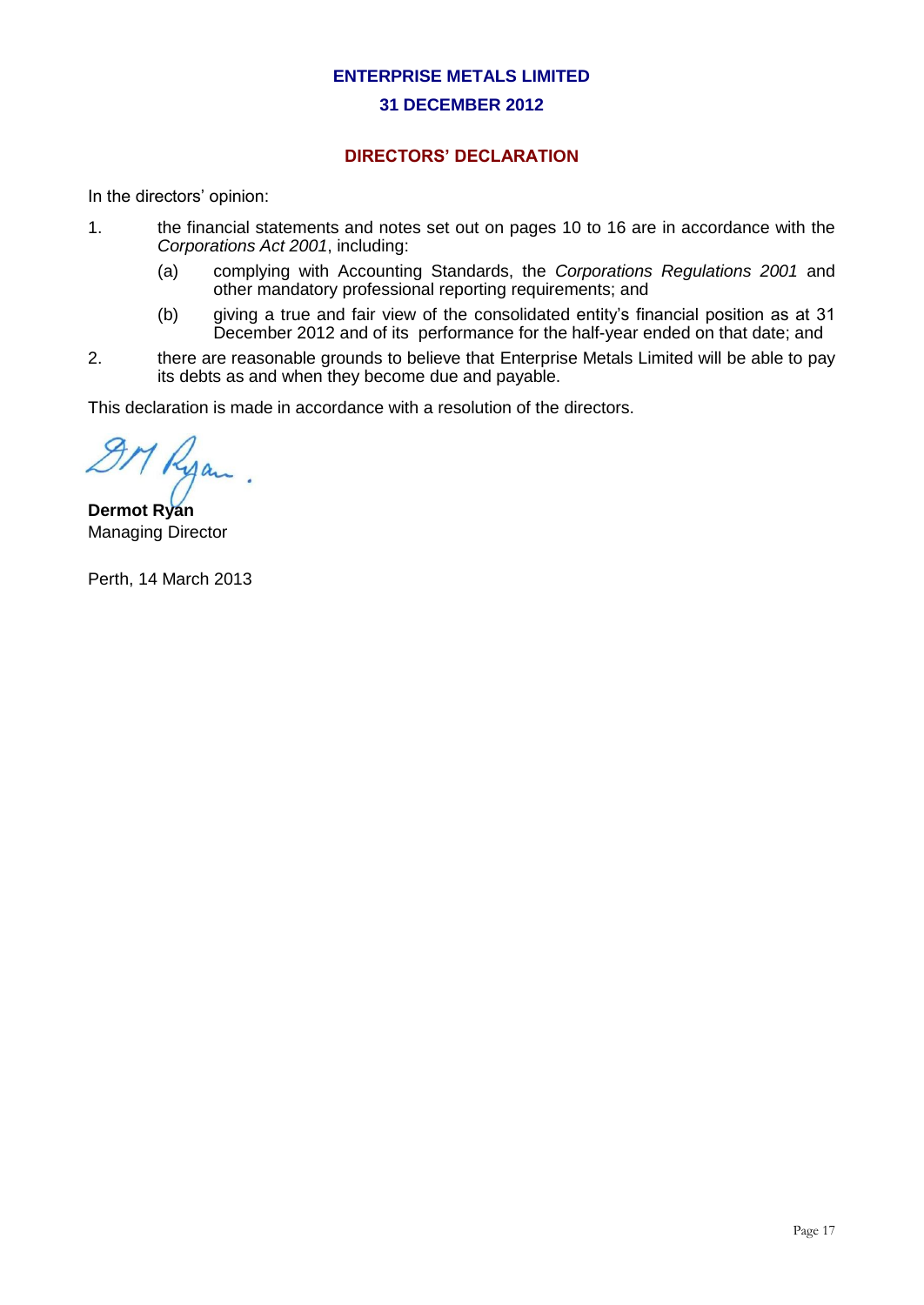# ENTERPRISE METALS LIMITED

## 31 DECEMBER 2012

## DIRECTORS' DECLARATION

In the directors' opinion:

1. the financial statements and notes set out on pages 10 to 16 are in accordance with the *Corporations Act 2001*, including:
   (a) complying with Accounting Standards, the *Corporations Regulations 2001* and other mandatory professional reporting requirements; and
   (b) giving a true and fair view of the consolidated entity's financial position as at 31 December 2012 and of its performance for the half-year ended on that date; and
2. there are reasonable grounds to believe that Enterprise Metals Limited will be able to pay its debts as and when they become due and payable.

This declaration is made in accordance with a resolution of the directors.

**Dermot Ryan**
Managing Director

Perth, 14 March 2013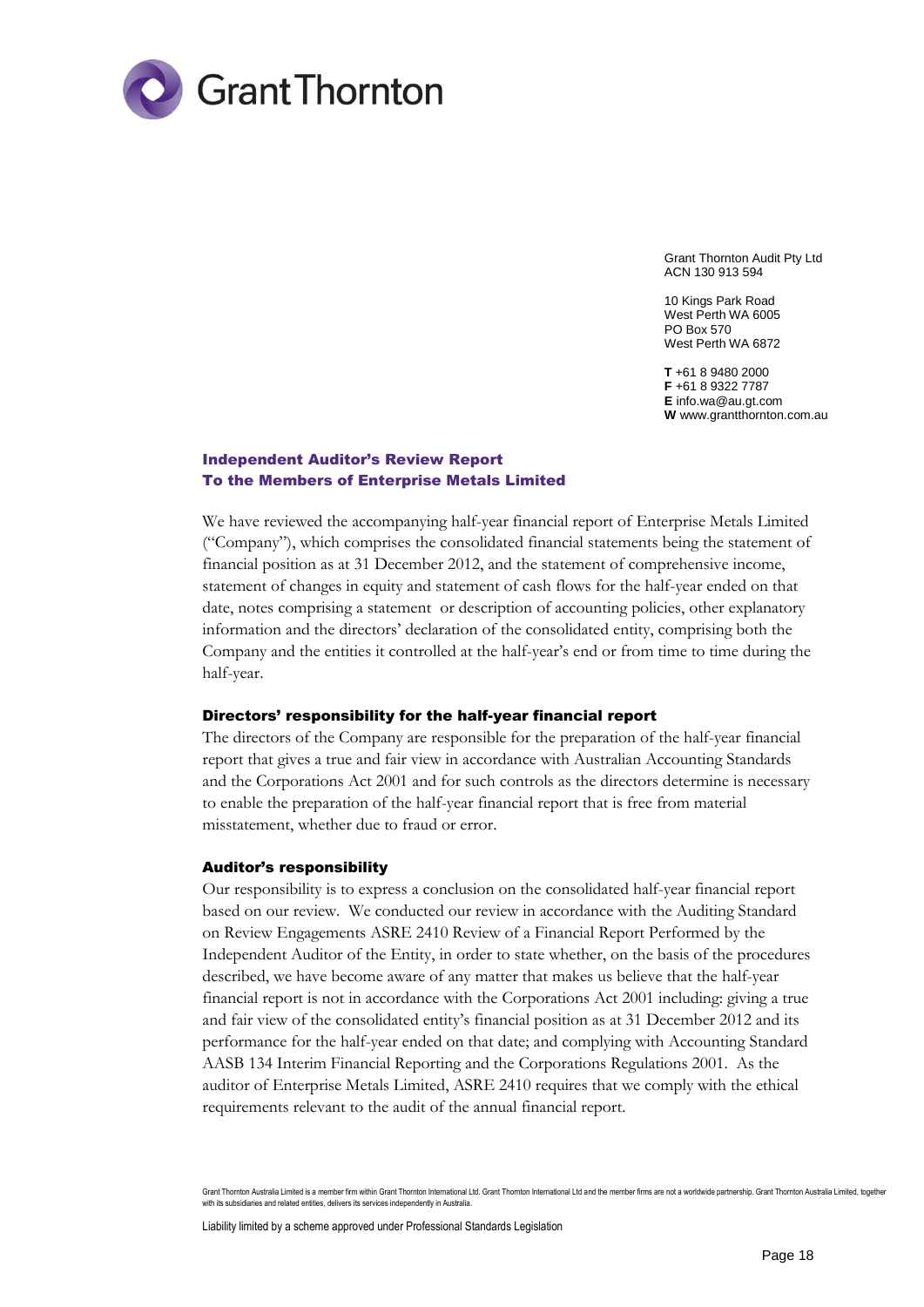Grant Thornton

Grant Thornton Audit Pty Ltd
ACN 130 913 594

10 Kings Park Road
West Perth WA 6005
PO Box 570
West Perth WA 6872

**T** +61 8 9480 2000
**F** +61 8 9322 7787
**E** info.wa@au.gt.com
**W** www.grantthornton.com.au

## Independent Auditor's Review Report
## To the Members of Enterprise Metals Limited

We have reviewed the accompanying half-year financial report of Enterprise Metals Limited ("Company"), which comprises the consolidated financial statements being the statement of financial position as at 31 December 2012, and the statement of comprehensive income, statement of changes in equity and statement of cash flows for the half-year ended on that date, notes comprising a statement or description of accounting policies, other explanatory information and the directors' declaration of the consolidated entity, comprising both the Company and the entities it controlled at the half-year's end or from time to time during the half-year.

### Directors' responsibility for the half-year financial report

The directors of the Company are responsible for the preparation of the half-year financial report that gives a true and fair view in accordance with Australian Accounting Standards and the Corporations Act 2001 and for such controls as the directors determine is necessary to enable the preparation of the half-year financial report that is free from material misstatement, whether due to fraud or error.

### Auditor's responsibility

Our responsibility is to express a conclusion on the consolidated half-year financial report based on our review. We conducted our review in accordance with the Auditing Standard on Review Engagements ASRE 2410 Review of a Financial Report Performed by the Independent Auditor of the Entity, in order to state whether, on the basis of the procedures described, we have become aware of any matter that makes us believe that the half-year financial report is not in accordance with the Corporations Act 2001 including: giving a true and fair view of the consolidated entity's financial position as at 31 December 2012 and its performance for the half-year ended on that date; and complying with Accounting Standard AASB 134 Interim Financial Reporting and the Corporations Regulations 2001. As the auditor of Enterprise Metals Limited, ASRE 2410 requires that we comply with the ethical requirements relevant to the audit of the annual financial report.

Grant Thornton Australia Limited is a member firm within Grant Thornton International Ltd. Grant Thornton International Ltd and the member firms are not a worldwide partnership. Grant Thornton Australia Limited, together with its subsidiaries and related entities, delivers its services independently in Australia.

Liability limited by a scheme approved under Professional Standards Legislation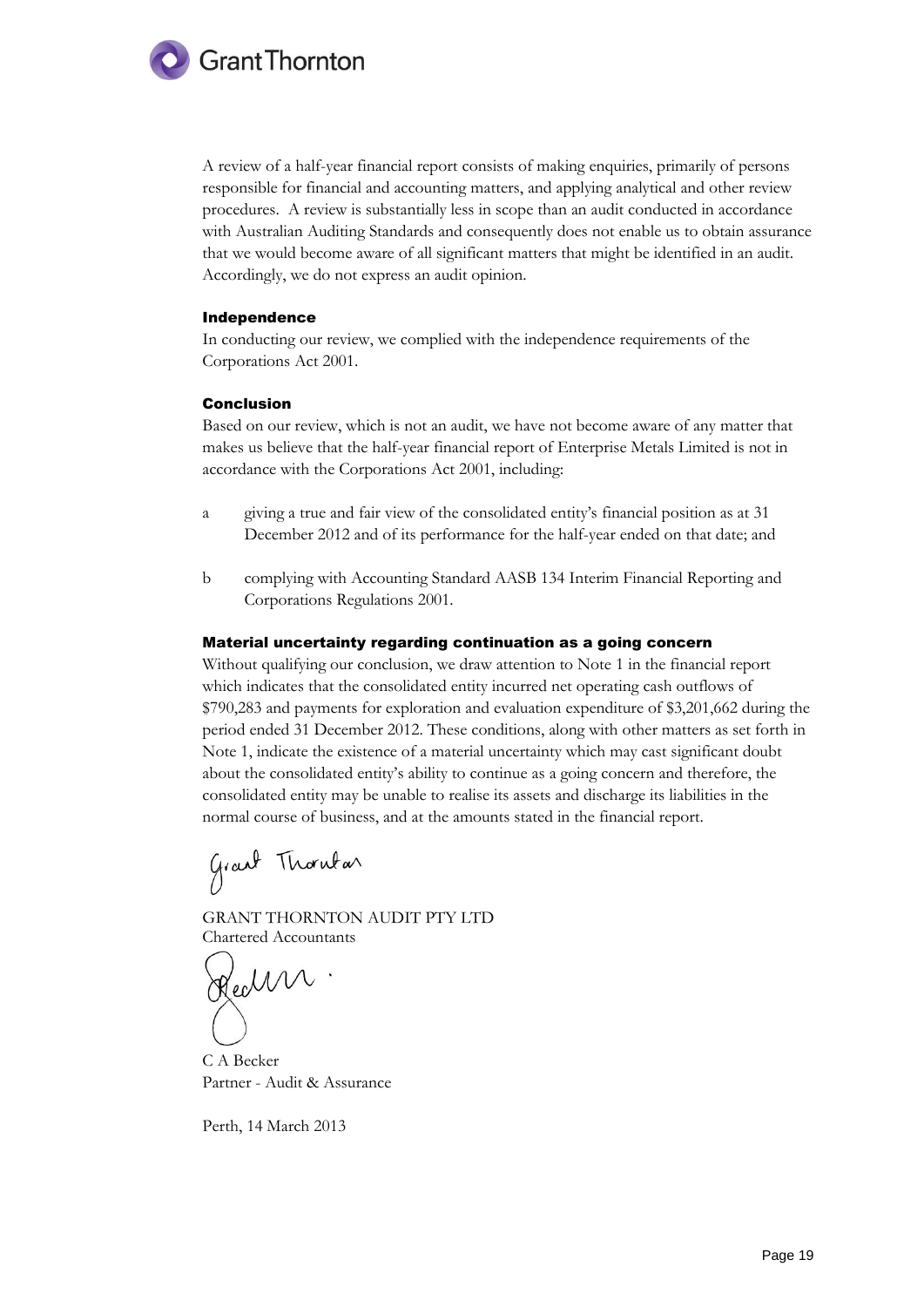A review of a half-year financial report consists of making enquiries, primarily of persons responsible for financial and accounting matters, and applying analytical and other review procedures. A review is substantially less in scope than an audit conducted in accordance with Australian Auditing Standards and consequently does not enable us to obtain assurance that we would become aware of all significant matters that might be identified in an audit. Accordingly, we do not express an audit opinion.

**Independence**

In conducting our review, we complied with the independence requirements of the Corporations Act 2001.

**Conclusion**

Based on our review, which is not an audit, we have not become aware of any matter that makes us believe that the half-year financial report of Enterprise Metals Limited is not in accordance with the Corporations Act 2001, including:

a giving a true and fair view of the consolidated entity's financial position as at 31 December 2012 and of its performance for the half-year ended on that date; and

b complying with Accounting Standard AASB 134 Interim Financial Reporting and Corporations Regulations 2001.

**Material uncertainty regarding continuation as a going concern**

Without qualifying our conclusion, we draw attention to Note 1 in the financial report which indicates that the consolidated entity incurred net operating cash outflows of $790,283 and payments for exploration and evaluation expenditure of $3,201,662 during the period ended 31 December 2012. These conditions, along with other matters as set forth in Note 1, indicate the existence of a material uncertainty which may cast significant doubt about the consolidated entity's ability to continue as a going concern and therefore, the consolidated entity may be unable to realise its assets and discharge its liabilities in the normal course of business, and at the amounts stated in the financial report.

GRANT THORNTON AUDIT PTY LTD
Chartered Accountants

C A Becker
Partner - Audit & Assurance

Perth, 14 March 2013